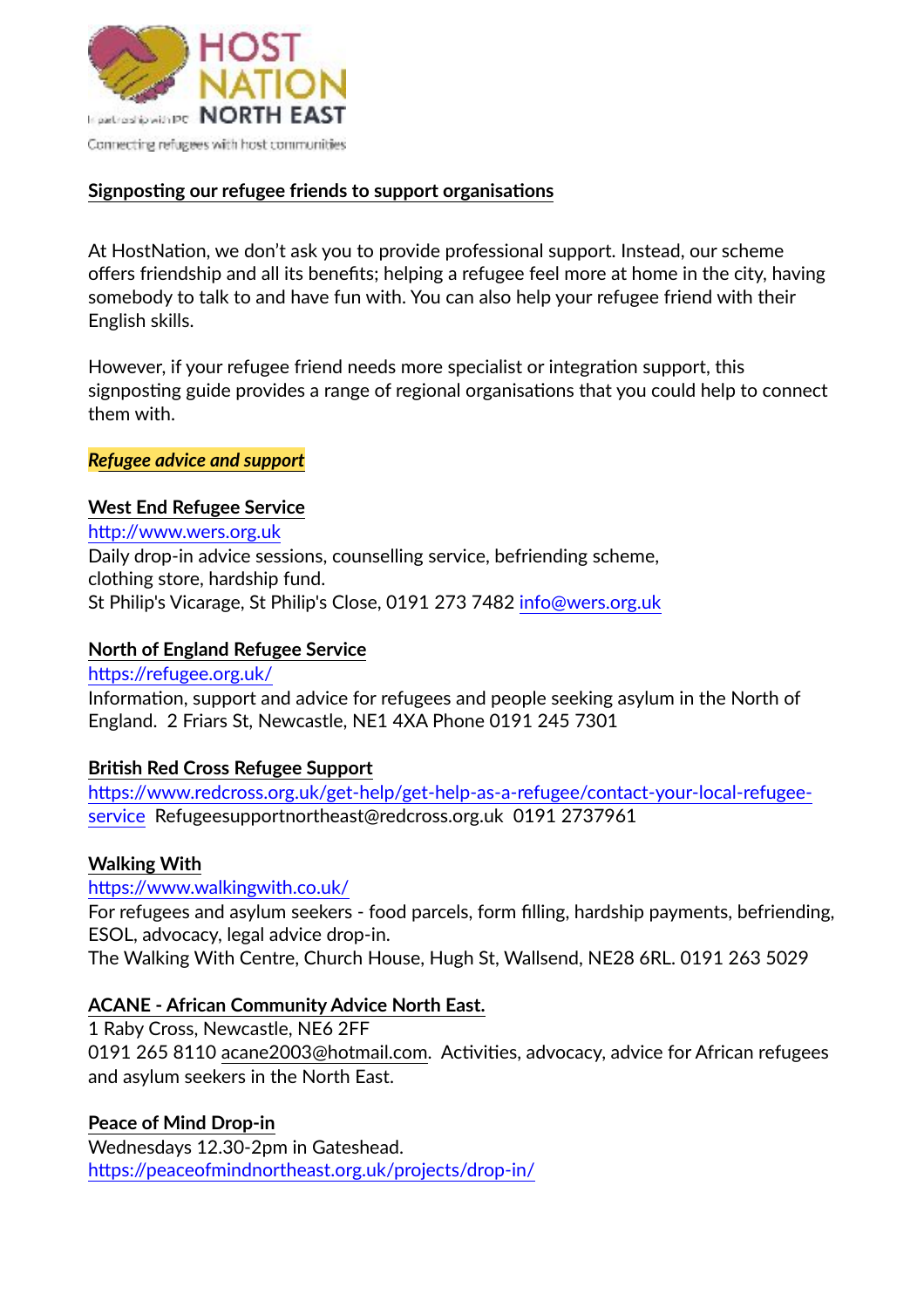HOST NATION NORTH EAST

In partnership with IPC

Connecting refugees with host communities

## Signposting our refugee friends to support organisations

At HostNation, we don't ask you to provide professional support. Instead, our scheme offers friendship and all its benefits; helping a refugee feel more at home in the city, having somebody to talk to and have fun with. You can also help your refugee friend with their English skills.

However, if your refugee friend needs more specialist or integration support, this signposting guide provides a range of regional organisations that you could help to connect them with.

### *Refugee advice and support*

**West End Refugee Service**
http://www.wers.org.uk
Daily drop-in advice sessions, counselling service, befriending scheme, clothing store, hardship fund.
St Philip's Vicarage, St Philip's Close, 0191 273 7482 info@wers.org.uk

**North of England Refugee Service**
https://refugee.org.uk/
Information, support and advice for refugees and people seeking asylum in the North of England. 2 Friars St, Newcastle, NE1 4XA Phone 0191 245 7301

**British Red Cross Refugee Support**
https://www.redcross.org.uk/get-help/get-help-as-a-refugee/contact-your-local-refugee-service Refugeesupportnortheast@redcross.org.uk 0191 2737961

**Walking With**
https://www.walkingwith.co.uk/
For refugees and asylum seekers - food parcels, form filling, hardship payments, befriending, ESOL, advocacy, legal advice drop-in.
The Walking With Centre, Church House, Hugh St, Wallsend, NE28 6RL. 0191 263 5029

**ACANE - African Community Advice North East.**
1 Raby Cross, Newcastle, NE6 2FF
0191 265 8110 acane2003@hotmail.com. Activities, advocacy, advice for African refugees and asylum seekers in the North East.

**Peace of Mind Drop-in**
Wednesdays 12.30-2pm in Gateshead.
https://peaceofmindnortheast.org.uk/projects/drop-in/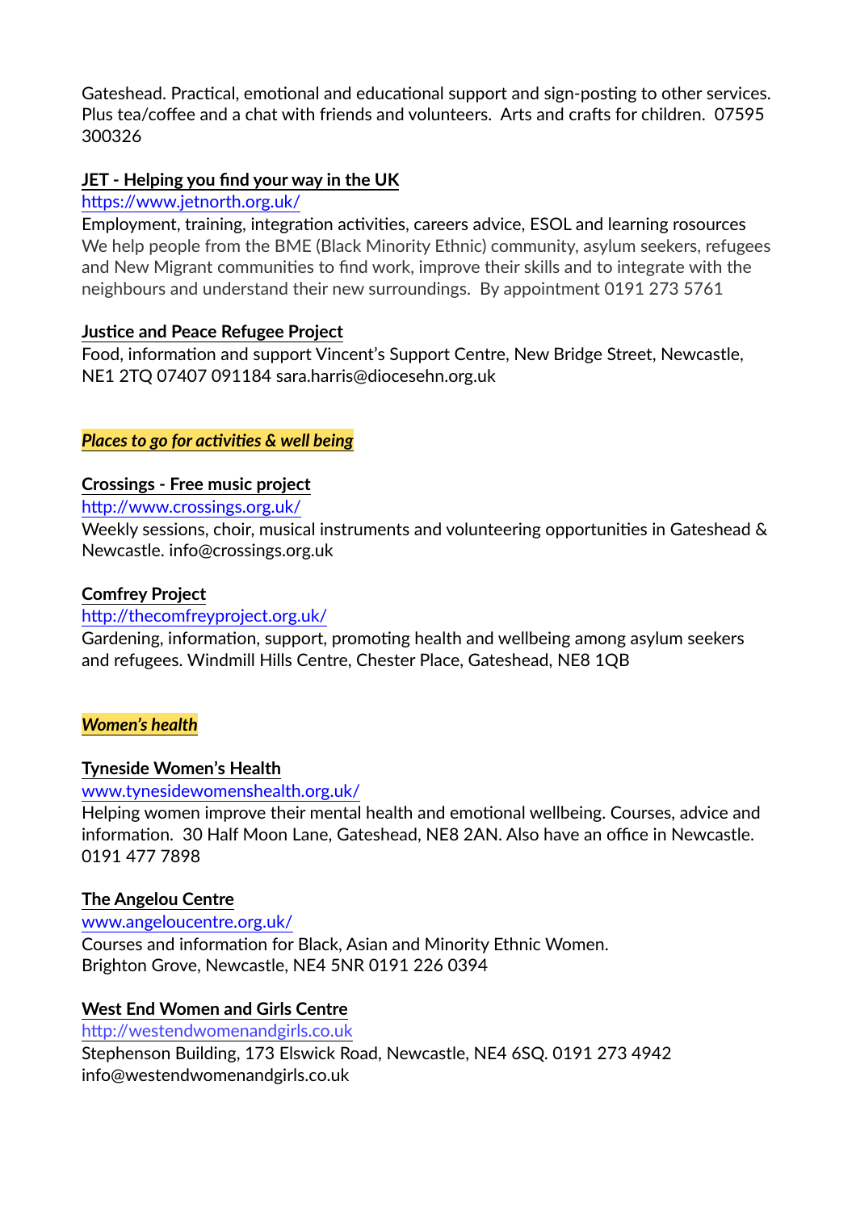Gateshead. Practical, emotional and educational support and sign-posting to other services. Plus tea/coffee and a chat with friends and volunteers. Arts and crafts for children. 07595 300326

**JET - Helping you find your way in the UK**

https://www.jetnorth.org.uk/

Employment, training, integration activities, careers advice, ESOL and learning rosources
We help people from the BME (Black Minority Ethnic) community, asylum seekers, refugees and New Migrant communities to find work, improve their skills and to integrate with the neighbours and understand their new surroundings. By appointment 0191 273 5761

**Justice and Peace Refugee Project**

Food, information and support Vincent's Support Centre, New Bridge Street, Newcastle, NE1 2TQ 07407 091184 sara.harris@diocesehn.org.uk

## ***Places to go for activities & well being***

**Crossings - Free music project**

http://www.crossings.org.uk/

Weekly sessions, choir, musical instruments and volunteering opportunities in Gateshead & Newcastle. info@crossings.org.uk

**Comfrey Project**

http://thecomfreyproject.org.uk/

Gardening, information, support, promoting health and wellbeing among asylum seekers and refugees. Windmill Hills Centre, Chester Place, Gateshead, NE8 1QB

## ***Women's health***

**Tyneside Women's Health**

www.tynesidewomenshealth.org.uk/

Helping women improve their mental health and emotional wellbeing. Courses, advice and information. 30 Half Moon Lane, Gateshead, NE8 2AN. Also have an office in Newcastle. 0191 477 7898

**The Angelou Centre**

www.angeloucentre.org.uk/

Courses and information for Black, Asian and Minority Ethnic Women.
Brighton Grove, Newcastle, NE4 5NR 0191 226 0394

**West End Women and Girls Centre**

http://westendwomenandgirls.co.uk

Stephenson Building, 173 Elswick Road, Newcastle, NE4 6SQ. 0191 273 4942
info@westendwomenandgirls.co.uk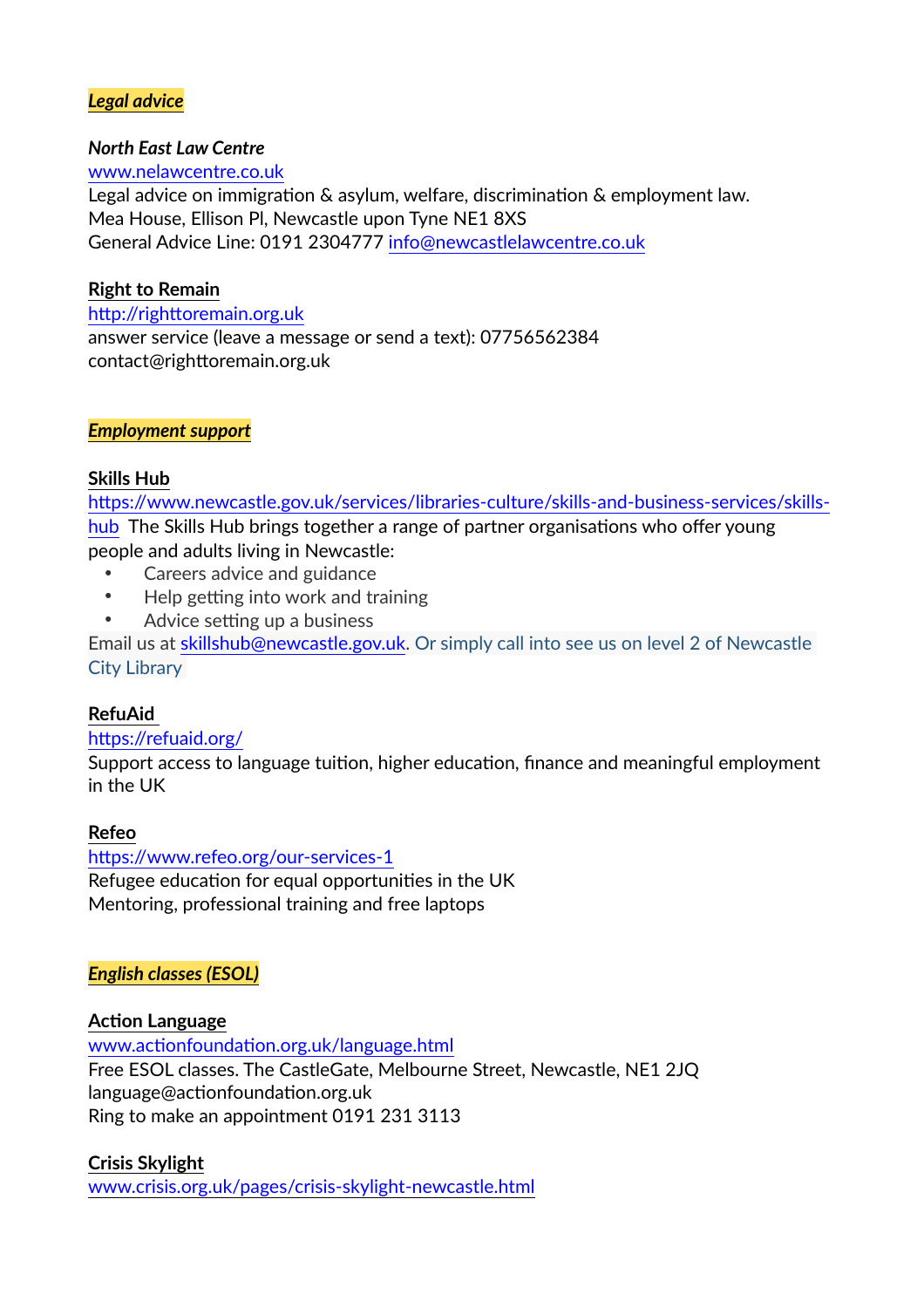## ***Legal advice***

***North East Law Centre***
www.nelawcentre.co.uk
Legal advice on immigration & asylum, welfare, discrimination & employment law.
Mea House, Ellison Pl, Newcastle upon Tyne NE1 8XS
General Advice Line: 0191 2304777 info@newcastlelawcentre.co.uk

**Right to Remain**
http://righttoremain.org.uk
answer service (leave a message or send a text): 07756562384
contact@righttoremain.org.uk

## ***Employment support***

**Skills Hub**
https://www.newcastle.gov.uk/services/libraries-culture/skills-and-business-services/skills-hub The Skills Hub brings together a range of partner organisations who offer young people and adults living in Newcastle:

- Careers advice and guidance
- Help getting into work and training
- Advice setting up a business

Email us at skillshub@newcastle.gov.uk. Or simply call into see us on level 2 of Newcastle City Library

**RefuAid**
https://refuaid.org/
Support access to language tuition, higher education, finance and meaningful employment in the UK

**Refeo**
https://www.refeo.org/our-services-1
Refugee education for equal opportunities in the UK
Mentoring, professional training and free laptops

## ***English classes (ESOL)***

**Action Language**
www.actionfoundation.org.uk/language.html
Free ESOL classes. The CastleGate, Melbourne Street, Newcastle, NE1 2JQ
language@actionfoundation.org.uk
Ring to make an appointment 0191 231 3113

**Crisis Skylight**
www.crisis.org.uk/pages/crisis-skylight-newcastle.html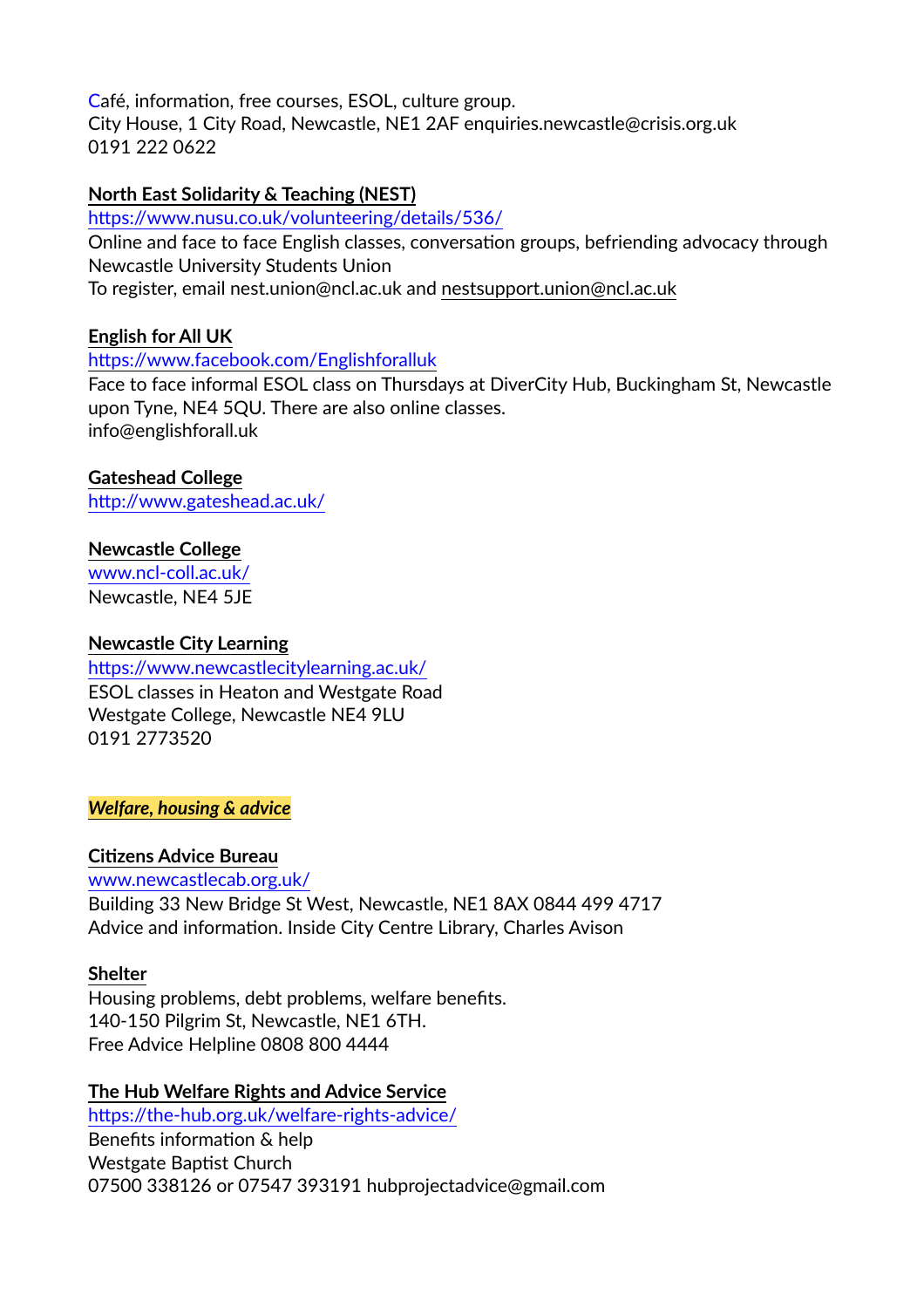Café, information, free courses, ESOL, culture group.
City House, 1 City Road, Newcastle, NE1 2AF enquiries.newcastle@crisis.org.uk
0191 222 0622

**North East Solidarity & Teaching (NEST)**
https://www.nusu.co.uk/volunteering/details/536/
Online and face to face English classes, conversation groups, befriending advocacy through Newcastle University Students Union
To register, email nest.union@ncl.ac.uk and nestsupport.union@ncl.ac.uk

**English for All UK**
https://www.facebook.com/Englishforalluk
Face to face informal ESOL class on Thursdays at DiverCity Hub, Buckingham St, Newcastle upon Tyne, NE4 5QU. There are also online classes.
info@englishforall.uk

**Gateshead College**
http://www.gateshead.ac.uk/

**Newcastle College**
www.ncl-coll.ac.uk/
Newcastle, NE4 5JE

**Newcastle City Learning**
https://www.newcastlecitylearning.ac.uk/
ESOL classes in Heaton and Westgate Road
Westgate College, Newcastle NE4 9LU
0191 2773520

## ***Welfare, housing & advice***

**Citizens Advice Bureau**
www.newcastlecab.org.uk/
Building 33 New Bridge St West, Newcastle, NE1 8AX 0844 499 4717
Advice and information. Inside City Centre Library, Charles Avison

**Shelter**
Housing problems, debt problems, welfare benefits.
140-150 Pilgrim St, Newcastle, NE1 6TH.
Free Advice Helpline 0808 800 4444

**The Hub Welfare Rights and Advice Service**
https://the-hub.org.uk/welfare-rights-advice/
Benefits information & help
Westgate Baptist Church
07500 338126 or 07547 393191 hubprojectadvice@gmail.com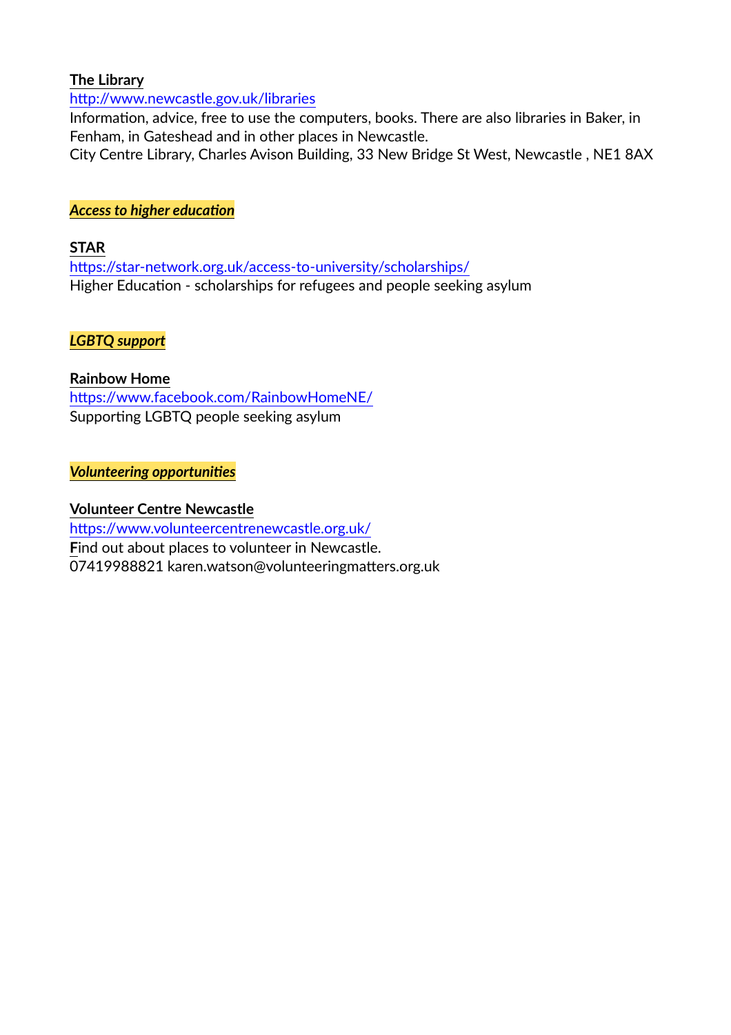**The Library**

http://www.newcastle.gov.uk/libraries

Information, advice, free to use the computers, books. There are also libraries in Baker, in Fenham, in Gateshead and in other places in Newcastle.

City Centre Library, Charles Avison Building, 33 New Bridge St West, Newcastle , NE1 8AX

***Access to higher education***

**STAR**

https://star-network.org.uk/access-to-university/scholarships/

Higher Education - scholarships for refugees and people seeking asylum

***LGBTQ support***

**Rainbow Home**

https://www.facebook.com/RainbowHomeNE/

Supporting LGBTQ people seeking asylum

***Volunteering opportunities***

**Volunteer Centre Newcastle**

https://www.volunteercentrenewcastle.org.uk/

Find out about places to volunteer in Newcastle.

07419988821 karen.watson@volunteeringmatters.org.uk